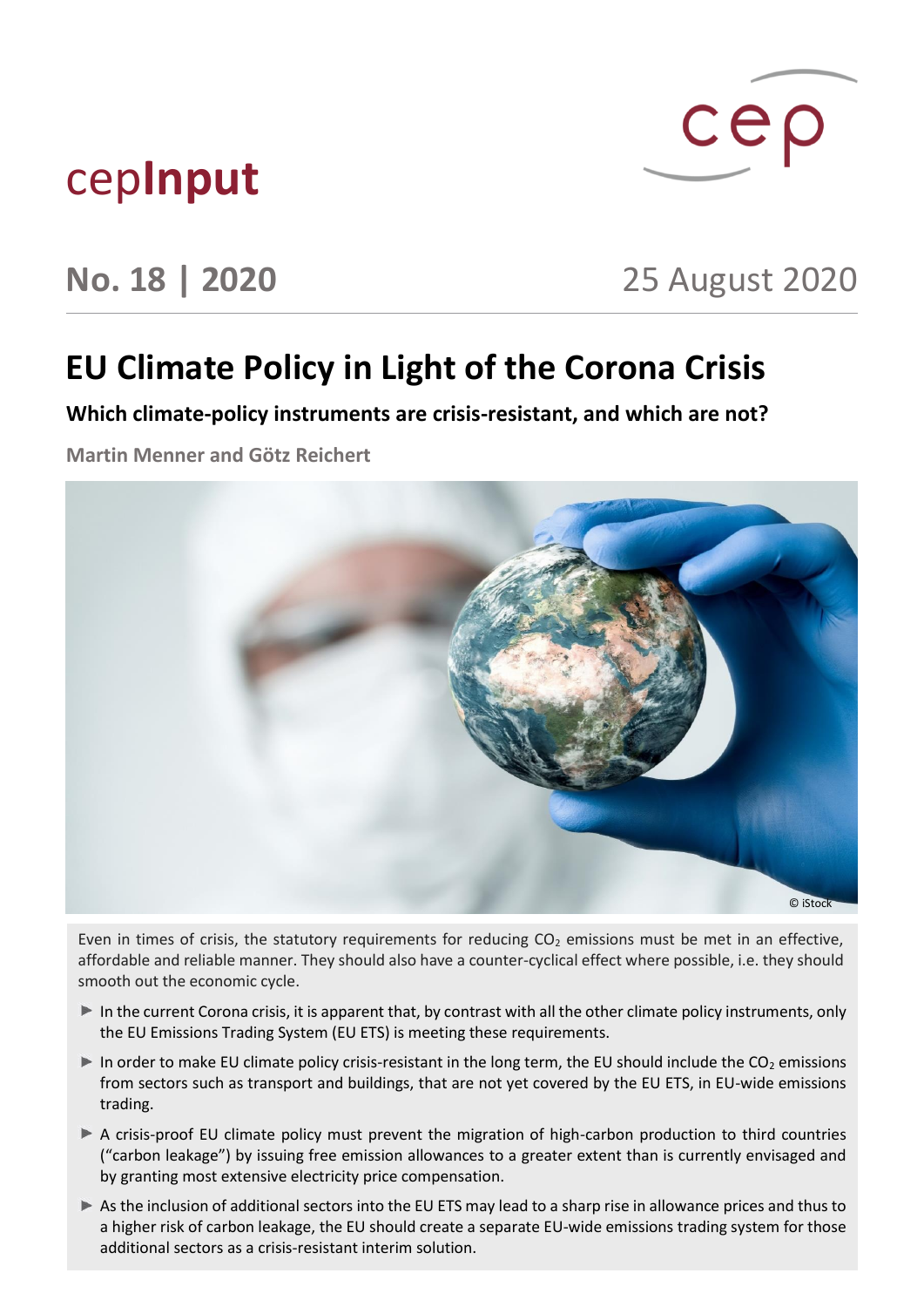cepInput

**No. 18 | 2020**

25 August 2020

# EU Climate Policy in Light of the Corona Crisis

## Which climate-policy instruments are crisis-resistant, and which are not?

**Martin Menner and Götz Reichert**

© iStock

Even in times of crisis, the statutory requirements for reducing $CO_2$ emissions must be met in an effective, affordable and reliable manner. They should also have a counter-cyclical effect where possible, i.e. they should smooth out the economic cycle.

- In the current Corona crisis, it is apparent that, by contrast with all the other climate policy instruments, only the EU Emissions Trading System (EU ETS) is meeting these requirements.
- In order to make EU climate policy crisis-resistant in the long term, the EU should include the $CO_2$ emissions from sectors such as transport and buildings, that are not yet covered by the EU ETS, in EU-wide emissions trading.
- A crisis-proof EU climate policy must prevent the migration of high-carbon production to third countries ("carbon leakage") by issuing free emission allowances to a greater extent than is currently envisaged and by granting most extensive electricity price compensation.
- As the inclusion of additional sectors into the EU ETS may lead to a sharp rise in allowance prices and thus to a higher risk of carbon leakage, the EU should create a separate EU-wide emissions trading system for those additional sectors as a crisis-resistant interim solution.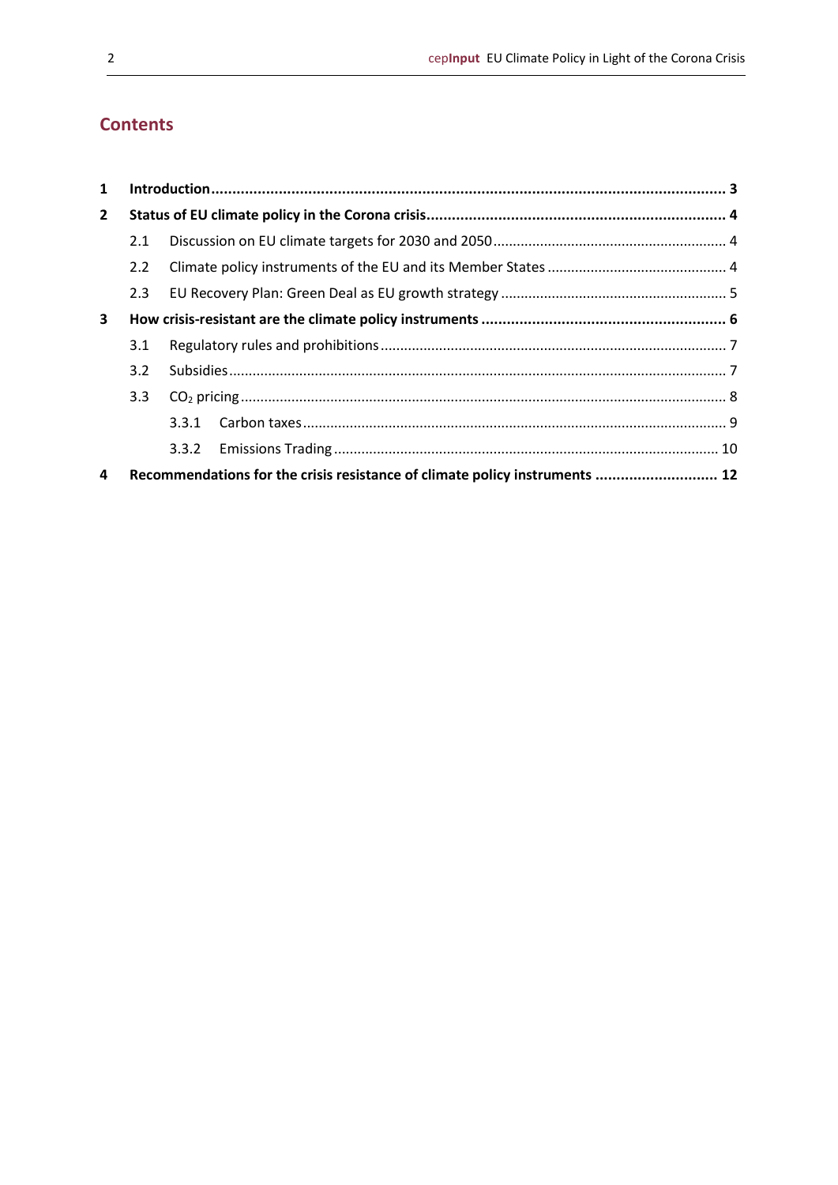## Contents

**1 Introduction ..... 3**

**2 Status of EU climate policy in the Corona crisis ..... 4**

2.1 Discussion on EU climate targets for 2030 and 2050 ..... 4

2.2 Climate policy instruments of the EU and its Member States ..... 4

2.3 EU Recovery Plan: Green Deal as EU growth strategy ..... 5

**3 How crisis-resistant are the climate policy instruments ..... 6**

3.1 Regulatory rules and prohibitions ..... 7

3.2 Subsidies ..... 7

3.3 $CO_2$ pricing ..... 8

3.3.1 Carbon taxes ..... 9

3.3.2 Emissions Trading ..... 10

**4 Recommendations for the crisis resistance of climate policy instruments ..... 12**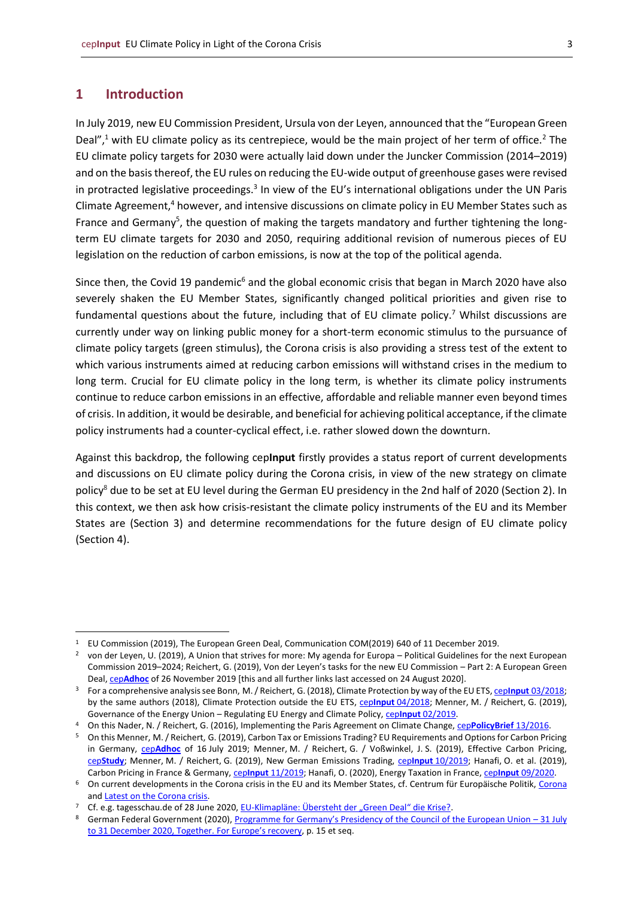# 1 Introduction

In July 2019, new EU Commission President, Ursula von der Leyen, announced that the "European Green Deal",[1] with EU climate policy as its centrepiece, would be the main project of her term of office.[2] The EU climate policy targets for 2030 were actually laid down under the Juncker Commission (2014–2019) and on the basis thereof, the EU rules on reducing the EU-wide output of greenhouse gases were revised in protracted legislative proceedings.[3] In view of the EU's international obligations under the UN Paris Climate Agreement,[4] however, and intensive discussions on climate policy in EU Member States such as France and Germany[5], the question of making the targets mandatory and further tightening the long-term EU climate targets for 2030 and 2050, requiring additional revision of numerous pieces of EU legislation on the reduction of carbon emissions, is now at the top of the political agenda.

Since then, the Covid 19 pandemic[6] and the global economic crisis that began in March 2020 have also severely shaken the EU Member States, significantly changed political priorities and given rise to fundamental questions about the future, including that of EU climate policy.[7] Whilst discussions are currently under way on linking public money for a short-term economic stimulus to the pursuance of climate policy targets (green stimulus), the Corona crisis is also providing a stress test of the extent to which various instruments aimed at reducing carbon emissions will withstand crises in the medium to long term. Crucial for EU climate policy in the long term, is whether its climate policy instruments continue to reduce carbon emissions in an effective, affordable and reliable manner even beyond times of crisis. In addition, it would be desirable, and beneficial for achieving political acceptance, if the climate policy instruments had a counter-cyclical effect, i.e. rather slowed down the downturn.

Against this backdrop, the following cep**Input** firstly provides a status report of current developments and discussions on EU climate policy during the Corona crisis, in view of the new strategy on climate policy[8] due to be set at EU level during the German EU presidency in the 2nd half of 2020 (Section 2). In this context, we then ask how crisis-resistant the climate policy instruments of the EU and its Member States are (Section 3) and determine recommendations for the future design of EU climate policy (Section 4).

---

[1] EU Commission (2019), The European Green Deal, Communication COM(2019) 640 of 11 December 2019.

[2] von der Leyen, U. (2019), A Union that strives for more: My agenda for Europa – Political Guidelines for the next European Commission 2019–2024; Reichert, G. (2019), Von der Leyen's tasks for the new EU Commission – Part 2: A European Green Deal, cep**Adhoc** of 26 November 2019 [this and all further links last accessed on 24 August 2020].

[3] For a comprehensive analysis see Bonn, M. / Reichert, G. (2018), Climate Protection by way of the EU ETS, cep**Input** 03/2018; by the same authors (2018), Climate Protection outside the EU ETS, cep**Input** 04/2018; Menner, M. / Reichert, G. (2019), Governance of the Energy Union – Regulating EU Energy and Climate Policy, cep**Input** 02/2019.

[4] On this Nader, N. / Reichert, G. (2016), Implementing the Paris Agreement on Climate Change, cep**PolicyBrief** 13/2016.

[5] On this Menner, M. / Reichert, G. (2019), Carbon Tax or Emissions Trading? EU Requirements and Options for Carbon Pricing in Germany, cep**Adhoc** of 16 July 2019; Menner, M. / Reichert, G. / Voßwinkel, J. S. (2019), Effective Carbon Pricing, cep**Study**; Menner, M. / Reichert, G. (2019), New German Emissions Trading, cep**Input** 10/2019; Hanafi, O. et al. (2019), Carbon Pricing in France & Germany, cep**Input** 11/2019; Hanafi, O. (2020), Energy Taxation in France, cep**Input** 09/2020.

[6] On current developments in the Corona crisis in the EU and its Member States, cf. Centrum für Europäische Politik, Corona and Latest on the Corona crisis.

[7] Cf. e.g. tagesschau.de of 28 June 2020, EU-Klimapläne: Übersteht der „Green Deal" die Krise?.

[8] German Federal Government (2020), Programme for Germany's Presidency of the Council of the European Union – 31 July to 31 December 2020, Together. For Europe's recovery, p. 15 et seq.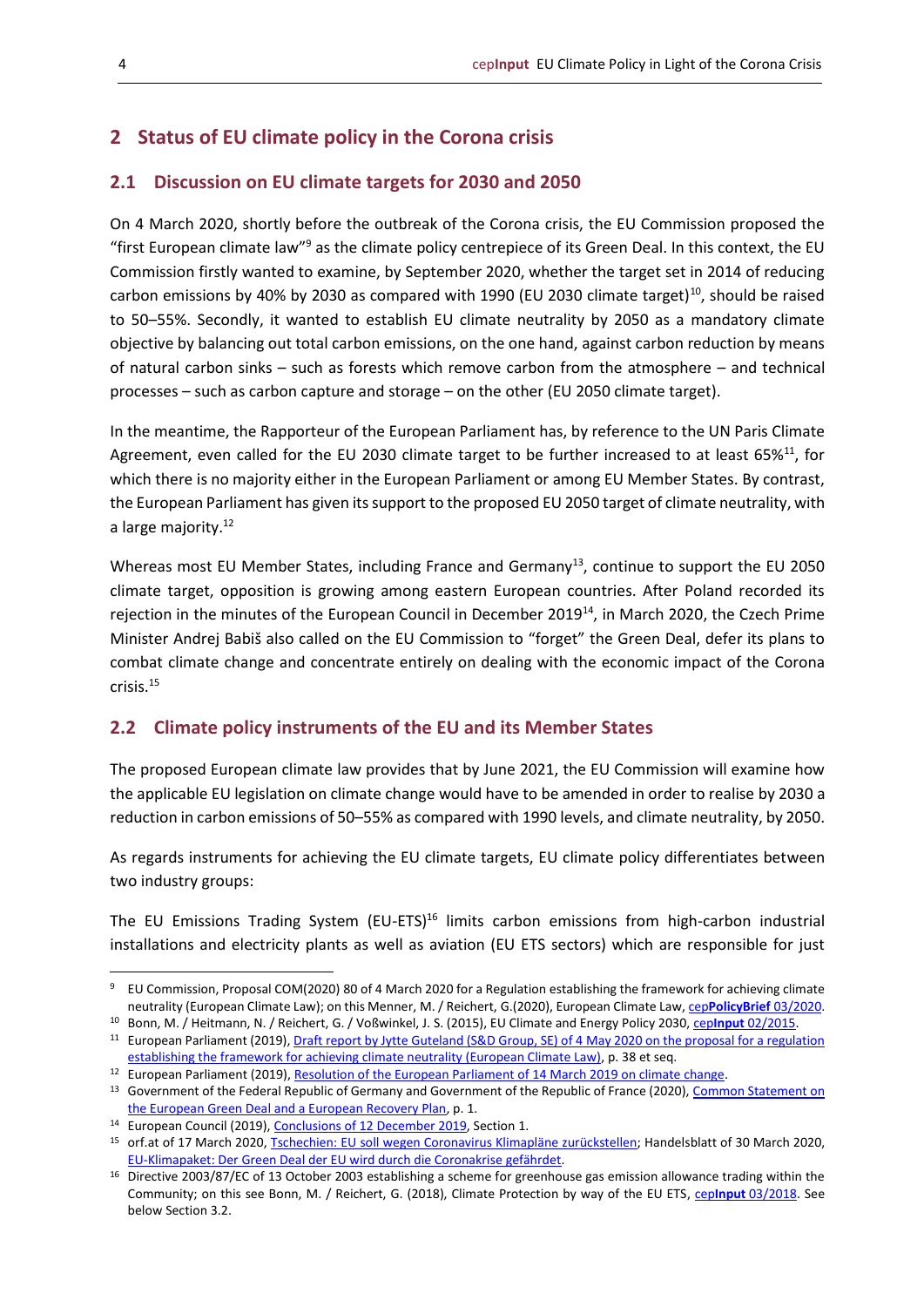## 2 Status of EU climate policy in the Corona crisis

### 2.1 Discussion on EU climate targets for 2030 and 2050

On 4 March 2020, shortly before the outbreak of the Corona crisis, the EU Commission proposed the "first European climate law"[9] as the climate policy centrepiece of its Green Deal. In this context, the EU Commission firstly wanted to examine, by September 2020, whether the target set in 2014 of reducing carbon emissions by 40% by 2030 as compared with 1990 (EU 2030 climate target)[10], should be raised to 50–55%. Secondly, it wanted to establish EU climate neutrality by 2050 as a mandatory climate objective by balancing out total carbon emissions, on the one hand, against carbon reduction by means of natural carbon sinks – such as forests which remove carbon from the atmosphere – and technical processes – such as carbon capture and storage – on the other (EU 2050 climate target).

In the meantime, the Rapporteur of the European Parliament has, by reference to the UN Paris Climate Agreement, even called for the EU 2030 climate target to be further increased to at least 65%[11], for which there is no majority either in the European Parliament or among EU Member States. By contrast, the European Parliament has given its support to the proposed EU 2050 target of climate neutrality, with a large majority.[12]

Whereas most EU Member States, including France and Germany[13], continue to support the EU 2050 climate target, opposition is growing among eastern European countries. After Poland recorded its rejection in the minutes of the European Council in December 2019[14], in March 2020, the Czech Prime Minister Andrej Babiš also called on the EU Commission to "forget" the Green Deal, defer its plans to combat climate change and concentrate entirely on dealing with the economic impact of the Corona crisis.[15]

### 2.2 Climate policy instruments of the EU and its Member States

The proposed European climate law provides that by June 2021, the EU Commission will examine how the applicable EU legislation on climate change would have to be amended in order to realise by 2030 a reduction in carbon emissions of 50–55% as compared with 1990 levels, and climate neutrality, by 2050.

As regards instruments for achieving the EU climate targets, EU climate policy differentiates between two industry groups:

The EU Emissions Trading System (EU-ETS)[16] limits carbon emissions from high-carbon industrial installations and electricity plants as well as aviation (EU ETS sectors) which are responsible for just

---

[9] EU Commission, Proposal COM(2020) 80 of 4 March 2020 for a Regulation establishing the framework for achieving climate neutrality (European Climate Law); on this Menner, M. / Reichert, G.(2020), European Climate Law, cep**PolicyBrief** 03/2020.

[10] Bonn, M. / Heitmann, N. / Reichert, G. / Voßwinkel, J. S. (2015), EU Climate and Energy Policy 2030, cep**Input** 02/2015.

[11] European Parliament (2019), Draft report by Jytte Guteland (S&D Group, SE) of 4 May 2020 on the proposal for a regulation establishing the framework for achieving climate neutrality (European Climate Law), p. 38 et seq.

[12] European Parliament (2019), Resolution of the European Parliament of 14 March 2019 on climate change.

[13] Government of the Federal Republic of Germany and Government of the Republic of France (2020), Common Statement on the European Green Deal and a European Recovery Plan, p. 1.

[14] European Council (2019), Conclusions of 12 December 2019, Section 1.

[15] orf.at of 17 March 2020, Tschechien: EU soll wegen Coronavirus Klimapläne zurückstellen; Handelsblatt of 30 March 2020, EU-Klimapaket: Der Green Deal der EU wird durch die Coronakrise gefährdet.

[16] Directive 2003/87/EC of 13 October 2003 establishing a scheme for greenhouse gas emission allowance trading within the Community; on this see Bonn, M. / Reichert, G. (2018), Climate Protection by way of the EU ETS, cep**Input** 03/2018. See below Section 3.2.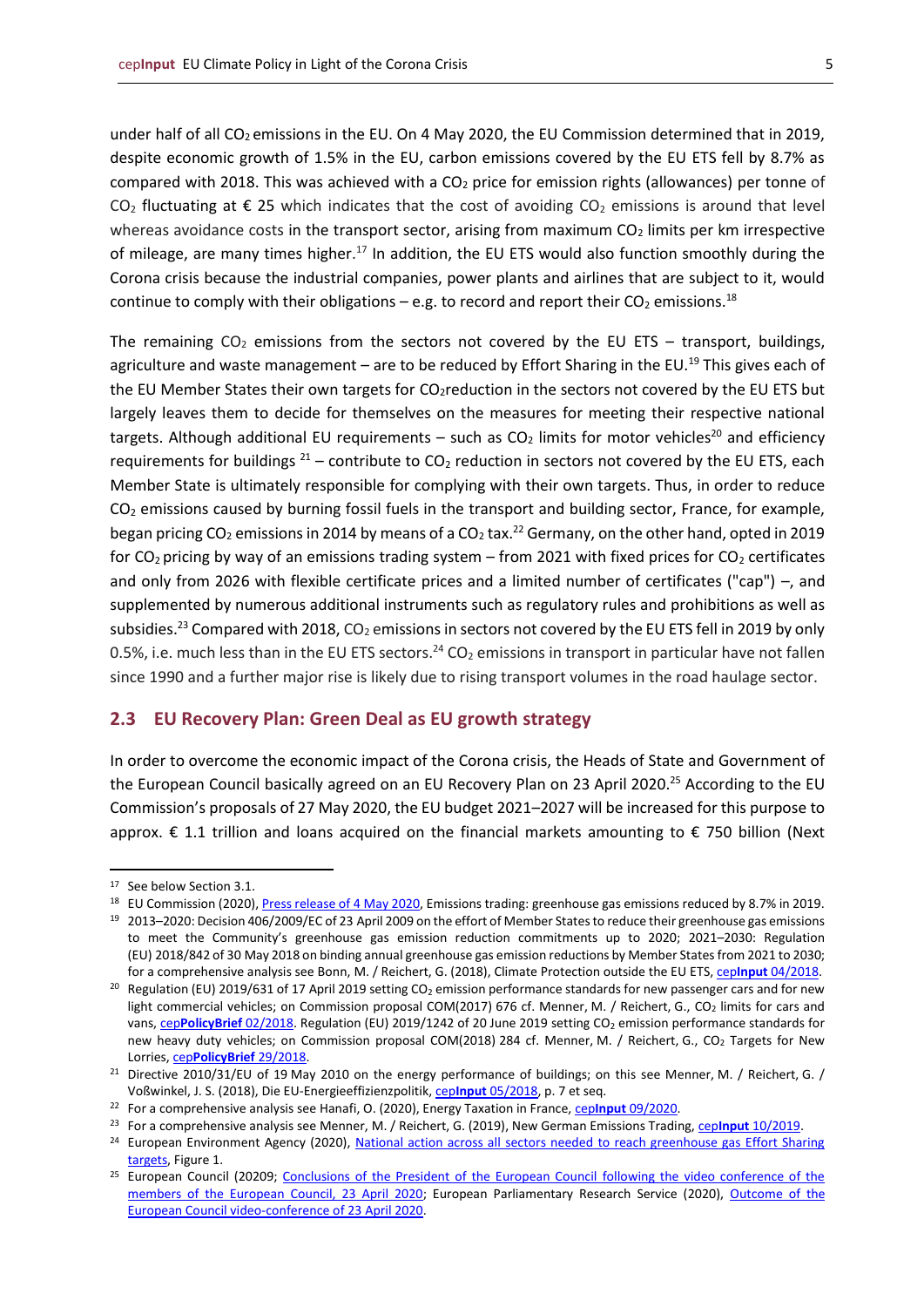under half of all $CO_2$ emissions in the EU. On 4 May 2020, the EU Commission determined that in 2019, despite economic growth of 1.5% in the EU, carbon emissions covered by the EU ETS fell by 8.7% as compared with 2018. This was achieved with a $CO_2$ price for emission rights (allowances) per tonne of $CO_2$ fluctuating at € 25 which indicates that the cost of avoiding $CO_2$ emissions is around that level whereas avoidance costs in the transport sector, arising from maximum $CO_2$ limits per km irrespective of mileage, are many times higher.[17] In addition, the EU ETS would also function smoothly during the Corona crisis because the industrial companies, power plants and airlines that are subject to it, would continue to comply with their obligations – e.g. to record and report their $CO_2$ emissions.[18]

The remaining $CO_2$ emissions from the sectors not covered by the EU ETS – transport, buildings, agriculture and waste management – are to be reduced by Effort Sharing in the EU.[19] This gives each of the EU Member States their own targets for $CO_2$reduction in the sectors not covered by the EU ETS but largely leaves them to decide for themselves on the measures for meeting their respective national targets. Although additional EU requirements – such as $CO_2$ limits for motor vehicles[20] and efficiency requirements for buildings [21] – contribute to $CO_2$ reduction in sectors not covered by the EU ETS, each Member State is ultimately responsible for complying with their own targets. Thus, in order to reduce $CO_2$ emissions caused by burning fossil fuels in the transport and building sector, France, for example, began pricing $CO_2$ emissions in 2014 by means of a $CO_2$ tax.[22] Germany, on the other hand, opted in 2019 for $CO_2$ pricing by way of an emissions trading system – from 2021 with fixed prices for $CO_2$ certificates and only from 2026 with flexible certificate prices and a limited number of certificates ("cap") –, and supplemented by numerous additional instruments such as regulatory rules and prohibitions as well as subsidies.[23] Compared with 2018, $CO_2$ emissions in sectors not covered by the EU ETS fell in 2019 by only 0.5%, i.e. much less than in the EU ETS sectors.[24] $CO_2$ emissions in transport in particular have not fallen since 1990 and a further major rise is likely due to rising transport volumes in the road haulage sector.

## 2.3 EU Recovery Plan: Green Deal as EU growth strategy

In order to overcome the economic impact of the Corona crisis, the Heads of State and Government of the European Council basically agreed on an EU Recovery Plan on 23 April 2020.[25] According to the EU Commission's proposals of 27 May 2020, the EU budget 2021–2027 will be increased for this purpose to approx. € 1.1 trillion and loans acquired on the financial markets amounting to € 750 billion (Next

---

[17] See below Section 3.1.

[18] EU Commission (2020), Press release of 4 May 2020, Emissions trading: greenhouse gas emissions reduced by 8.7% in 2019.

[19] 2013–2020: Decision 406/2009/EC of 23 April 2009 on the effort of Member States to reduce their greenhouse gas emissions to meet the Community's greenhouse gas emission reduction commitments up to 2020; 2021–2030: Regulation (EU) 2018/842 of 30 May 2018 on binding annual greenhouse gas emission reductions by Member States from 2021 to 2030; for a comprehensive analysis see Bonn, M. / Reichert, G. (2018), Climate Protection outside the EU ETS, cep**Input** 04/2018.

[20] Regulation (EU) 2019/631 of 17 April 2019 setting $CO_2$ emission performance standards for new passenger cars and for new light commercial vehicles; on Commission proposal COM(2017) 676 cf. Menner, M. / Reichert, G., $CO_2$ limits for cars and vans, cep**PolicyBrief** 02/2018. Regulation (EU) 2019/1242 of 20 June 2019 setting $CO_2$ emission performance standards for new heavy duty vehicles; on Commission proposal COM(2018) 284 cf. Menner, M. / Reichert, G., $CO_2$ Targets for New Lorries, cep**PolicyBrief** 29/2018.

[21] Directive 2010/31/EU of 19 May 2010 on the energy performance of buildings; on this see Menner, M. / Reichert, G. / Voßwinkel, J. S. (2018), Die EU-Energieeffizienzpolitik, cep**Input** 05/2018, p. 7 et seq.

[22] For a comprehensive analysis see Hanafi, O. (2020), Energy Taxation in France, cep**Input** 09/2020.

[23] For a comprehensive analysis see Menner, M. / Reichert, G. (2019), New German Emissions Trading, cep**Input** 10/2019.

[24] European Environment Agency (2020), National action across all sectors needed to reach greenhouse gas Effort Sharing targets, Figure 1.

[25] European Council (20209; Conclusions of the President of the European Council following the video conference of the members of the European Council, 23 April 2020; European Parliamentary Research Service (2020), Outcome of the European Council video-conference of 23 April 2020.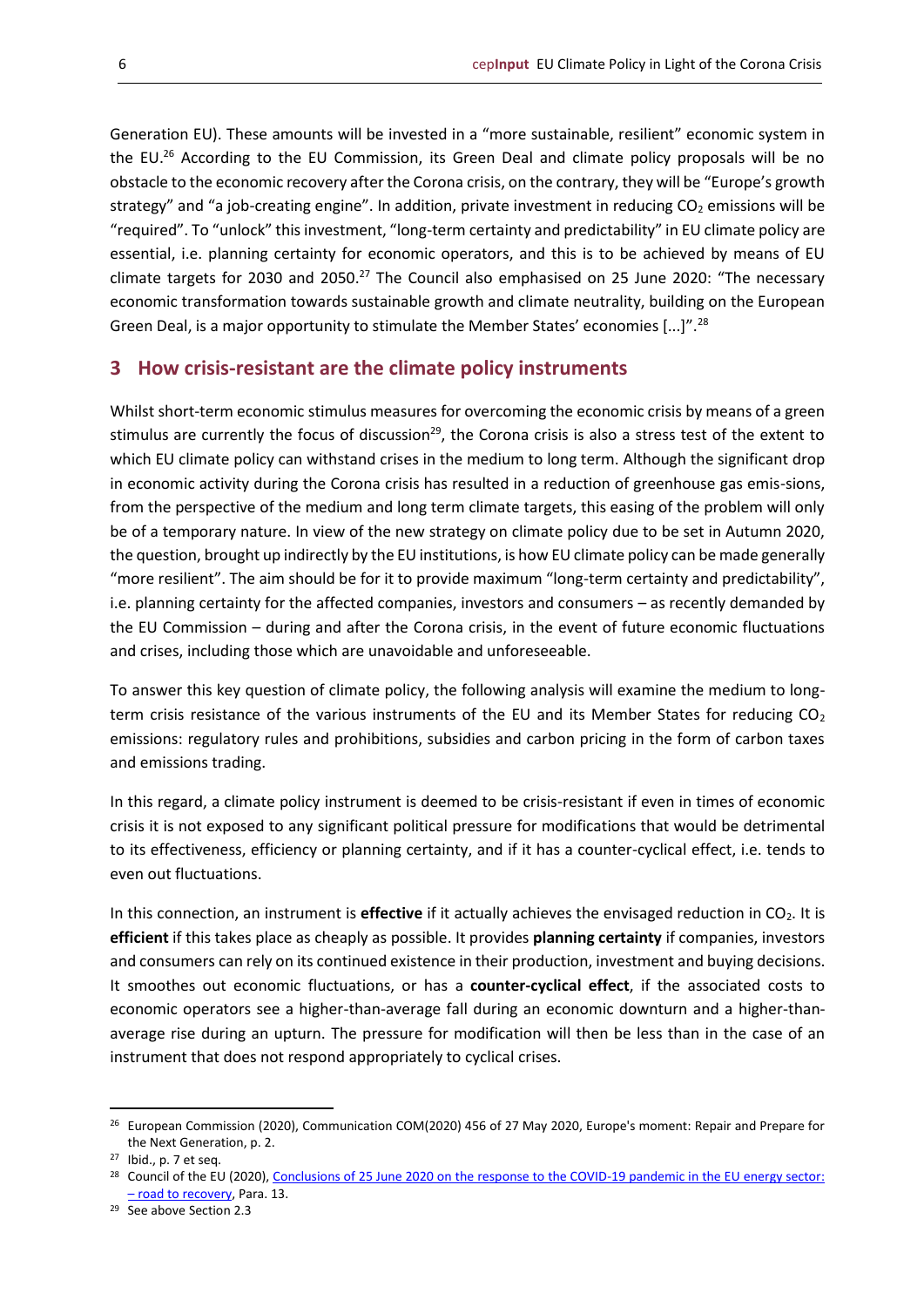Generation EU). These amounts will be invested in a "more sustainable, resilient" economic system in the EU.[26] According to the EU Commission, its Green Deal and climate policy proposals will be no obstacle to the economic recovery after the Corona crisis, on the contrary, they will be "Europe's growth strategy" and "a job-creating engine". In addition, private investment in reducing $CO_2$ emissions will be "required". To "unlock" this investment, "long-term certainty and predictability" in EU climate policy are essential, i.e. planning certainty for economic operators, and this is to be achieved by means of EU climate targets for 2030 and 2050.[27] The Council also emphasised on 25 June 2020: "The necessary economic transformation towards sustainable growth and climate neutrality, building on the European Green Deal, is a major opportunity to stimulate the Member States' economies [...]".[28]

## 3 How crisis-resistant are the climate policy instruments

Whilst short-term economic stimulus measures for overcoming the economic crisis by means of a green stimulus are currently the focus of discussion[29], the Corona crisis is also a stress test of the extent to which EU climate policy can withstand crises in the medium to long term. Although the significant drop in economic activity during the Corona crisis has resulted in a reduction of greenhouse gas emis-sions, from the perspective of the medium and long term climate targets, this easing of the problem will only be of a temporary nature. In view of the new strategy on climate policy due to be set in Autumn 2020, the question, brought up indirectly by the EU institutions, is how EU climate policy can be made generally "more resilient". The aim should be for it to provide maximum "long-term certainty and predictability", i.e. planning certainty for the affected companies, investors and consumers – as recently demanded by the EU Commission – during and after the Corona crisis, in the event of future economic fluctuations and crises, including those which are unavoidable and unforeseeable.

To answer this key question of climate policy, the following analysis will examine the medium to long-term crisis resistance of the various instruments of the EU and its Member States for reducing $CO_2$ emissions: regulatory rules and prohibitions, subsidies and carbon pricing in the form of carbon taxes and emissions trading.

In this regard, a climate policy instrument is deemed to be crisis-resistant if even in times of economic crisis it is not exposed to any significant political pressure for modifications that would be detrimental to its effectiveness, efficiency or planning certainty, and if it has a counter-cyclical effect, i.e. tends to even out fluctuations.

In this connection, an instrument is **effective** if it actually achieves the envisaged reduction in $CO_2$. It is **efficient** if this takes place as cheaply as possible. It provides **planning certainty** if companies, investors and consumers can rely on its continued existence in their production, investment and buying decisions. It smoothes out economic fluctuations, or has a **counter-cyclical effect**, if the associated costs to economic operators see a higher-than-average fall during an economic downturn and a higher-than-average rise during an upturn. The pressure for modification will then be less than in the case of an instrument that does not respond appropriately to cyclical crises.

---

[26] European Commission (2020), Communication COM(2020) 456 of 27 May 2020, Europe's moment: Repair and Prepare for the Next Generation, p. 2.

[27] Ibid., p. 7 et seq.

[28] Council of the EU (2020), Conclusions of 25 June 2020 on the response to the COVID-19 pandemic in the EU energy sector: – road to recovery, Para. 13.

[29] See above Section 2.3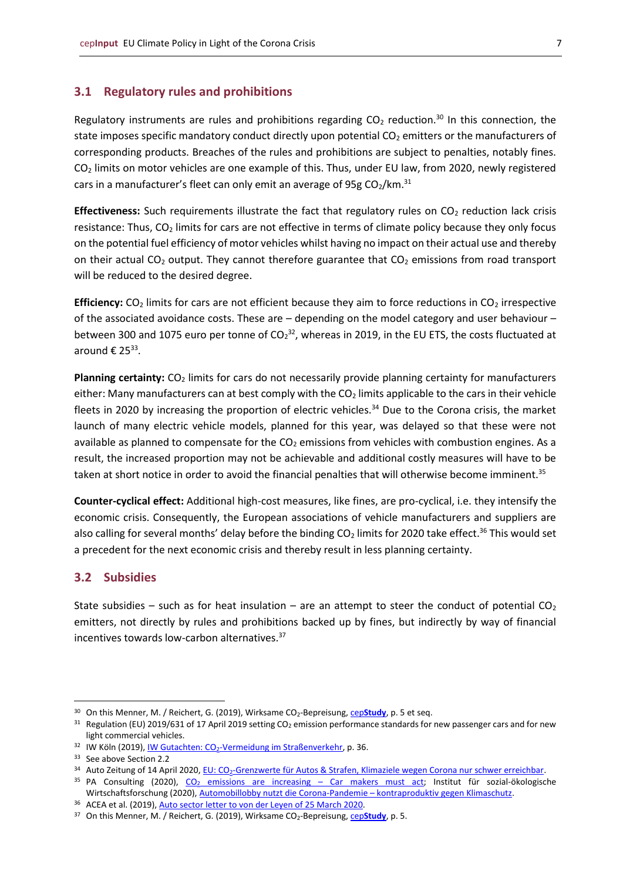## 3.1 Regulatory rules and prohibitions

Regulatory instruments are rules and prohibitions regarding $CO_2$ reduction.[30] In this connection, the state imposes specific mandatory conduct directly upon potential $CO_2$ emitters or the manufacturers of corresponding products. Breaches of the rules and prohibitions are subject to penalties, notably fines. $CO_2$ limits on motor vehicles are one example of this. Thus, under EU law, from 2020, newly registered cars in a manufacturer's fleet can only emit an average of 95g $CO_2$/km.[31]

**Effectiveness:** Such requirements illustrate the fact that regulatory rules on $CO_2$ reduction lack crisis resistance: Thus, $CO_2$ limits for cars are not effective in terms of climate policy because they only focus on the potential fuel efficiency of motor vehicles whilst having no impact on their actual use and thereby on their actual $CO_2$ output. They cannot therefore guarantee that $CO_2$ emissions from road transport will be reduced to the desired degree.

**Efficiency:** $CO_2$ limits for cars are not efficient because they aim to force reductions in $CO_2$ irrespective of the associated avoidance costs. These are – depending on the model category and user behaviour – between 300 and 1075 euro per tonne of $CO_2$[32], whereas in 2019, in the EU ETS, the costs fluctuated at around € 25[33].

**Planning certainty:** $CO_2$ limits for cars do not necessarily provide planning certainty for manufacturers either: Many manufacturers can at best comply with the $CO_2$ limits applicable to the cars in their vehicle fleets in 2020 by increasing the proportion of electric vehicles.[34] Due to the Corona crisis, the market launch of many electric vehicle models, planned for this year, was delayed so that these were not available as planned to compensate for the $CO_2$ emissions from vehicles with combustion engines. As a result, the increased proportion may not be achievable and additional costly measures will have to be taken at short notice in order to avoid the financial penalties that will otherwise become imminent.[35]

**Counter-cyclical effect:** Additional high-cost measures, like fines, are pro-cyclical, i.e. they intensify the economic crisis. Consequently, the European associations of vehicle manufacturers and suppliers are also calling for several months' delay before the binding $CO_2$ limits for 2020 take effect.[36] This would set a precedent for the next economic crisis and thereby result in less planning certainty.

## 3.2 Subsidies

State subsidies – such as for heat insulation – are an attempt to steer the conduct of potential $CO_2$ emitters, not directly by rules and prohibitions backed up by fines, but indirectly by way of financial incentives towards low-carbon alternatives.[37]

---

[30] On this Menner, M. / Reichert, G. (2019), Wirksame $CO_2$-Bepreisung, cep**Study**, p. 5 et seq.

[31] Regulation (EU) 2019/631 of 17 April 2019 setting $CO_2$ emission performance standards for new passenger cars and for new light commercial vehicles.

[32] IW Köln (2019), IW Gutachten: $CO_2$-Vermeidung im Straßenverkehr, p. 36.

[33] See above Section 2.2

[34] Auto Zeitung of 14 April 2020, EU: $CO_2$-Grenzwerte für Autos & Strafen, Klimaziele wegen Corona nur schwer erreichbar.

[35] PA Consulting (2020), $CO_2$ emissions are increasing – Car makers must act; Institut für sozial-ökologische Wirtschaftsforschung (2020), Automobillobby nutzt die Corona-Pandemie – kontraproduktiv gegen Klimaschutz.

[36] ACEA et al. (2019), Auto sector letter to von der Leyen of 25 March 2020.

[37] On this Menner, M. / Reichert, G. (2019), Wirksame $CO_2$-Bepreisung, cep**Study**, p. 5.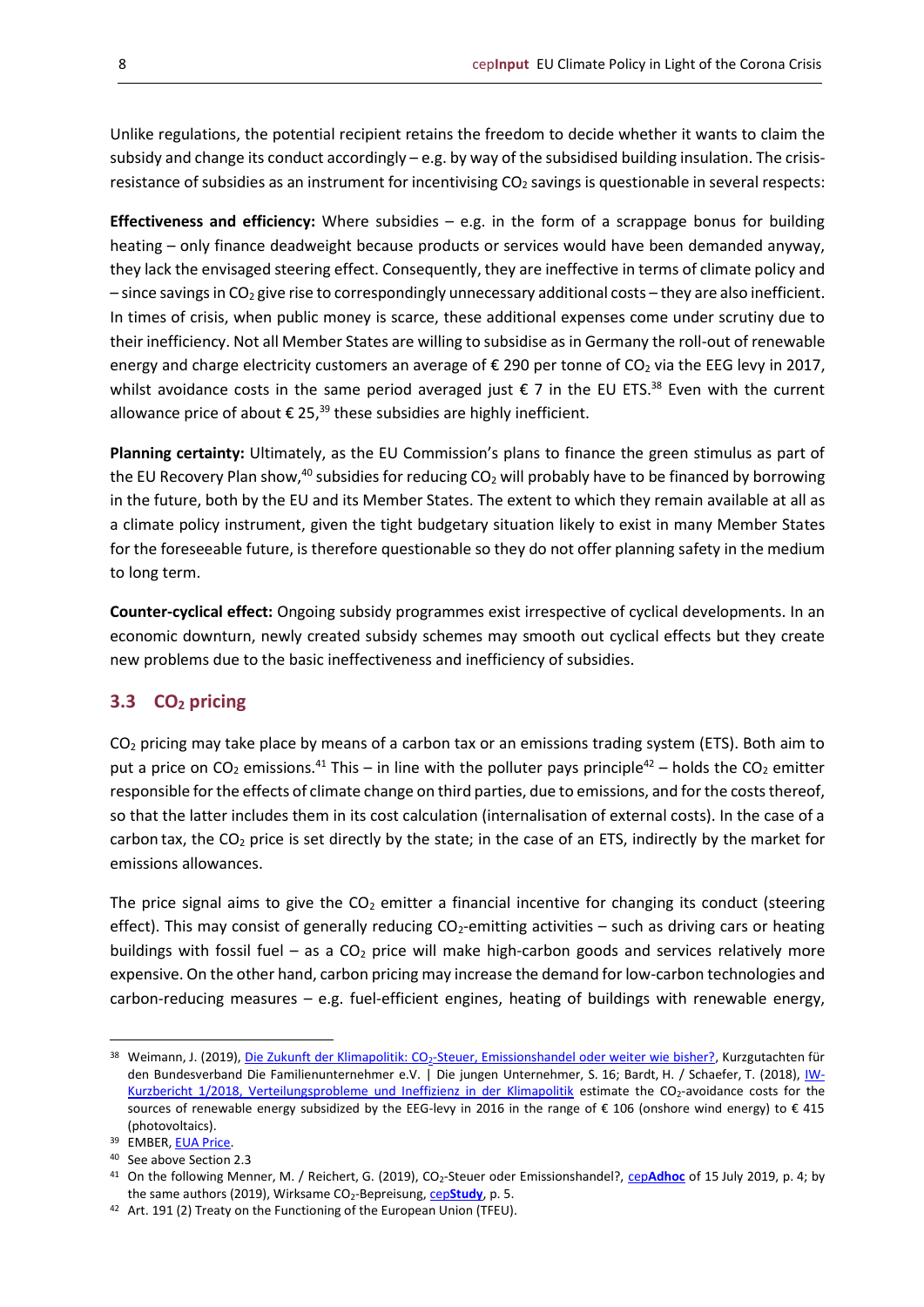Unlike regulations, the potential recipient retains the freedom to decide whether it wants to claim the subsidy and change its conduct accordingly – e.g. by way of the subsidised building insulation. The crisis-resistance of subsidies as an instrument for incentivising $CO_2$ savings is questionable in several respects:

**Effectiveness and efficiency:** Where subsidies – e.g. in the form of a scrappage bonus for building heating – only finance deadweight because products or services would have been demanded anyway, they lack the envisaged steering effect. Consequently, they are ineffective in terms of climate policy and – since savings in $CO_2$ give rise to correspondingly unnecessary additional costs – they are also inefficient. In times of crisis, when public money is scarce, these additional expenses come under scrutiny due to their inefficiency. Not all Member States are willing to subsidise as in Germany the roll-out of renewable energy and charge electricity customers an average of € 290 per tonne of $CO_2$ via the EEG levy in 2017, whilst avoidance costs in the same period averaged just € 7 in the EU ETS.[38] Even with the current allowance price of about € 25,[39] these subsidies are highly inefficient.

**Planning certainty:** Ultimately, as the EU Commission's plans to finance the green stimulus as part of the EU Recovery Plan show,[40] subsidies for reducing $CO_2$ will probably have to be financed by borrowing in the future, both by the EU and its Member States. The extent to which they remain available at all as a climate policy instrument, given the tight budgetary situation likely to exist in many Member States for the foreseeable future, is therefore questionable so they do not offer planning safety in the medium to long term.

**Counter-cyclical effect:** Ongoing subsidy programmes exist irrespective of cyclical developments. In an economic downturn, newly created subsidy schemes may smooth out cyclical effects but they create new problems due to the basic ineffectiveness and inefficiency of subsidies.

## 3.3 $CO_2$ pricing

$CO_2$ pricing may take place by means of a carbon tax or an emissions trading system (ETS). Both aim to put a price on $CO_2$ emissions.[41] This – in line with the polluter pays principle[42] – holds the $CO_2$ emitter responsible for the effects of climate change on third parties, due to emissions, and for the costs thereof, so that the latter includes them in its cost calculation (internalisation of external costs). In the case of a carbon tax, the $CO_2$ price is set directly by the state; in the case of an ETS, indirectly by the market for emissions allowances.

The price signal aims to give the $CO_2$ emitter a financial incentive for changing its conduct (steering effect). This may consist of generally reducing $CO_2$-emitting activities – such as driving cars or heating buildings with fossil fuel – as a $CO_2$ price will make high-carbon goods and services relatively more expensive. On the other hand, carbon pricing may increase the demand for low-carbon technologies and carbon-reducing measures – e.g. fuel-efficient engines, heating of buildings with renewable energy,

---

[38] Weimann, J. (2019), Die Zukunft der Klimapolitik: $CO_2$-Steuer, Emissionshandel oder weiter wie bisher?, Kurzgutachten für den Bundesverband Die Familienunternehmer e.V. | Die jungen Unternehmer, S. 16; Bardt, H. / Schaefer, T. (2018), IW-Kurzbericht 1/2018, Verteilungsprobleme und Ineffizienz in der Klimapolitik estimate the $CO_2$-avoidance costs for the sources of renewable energy subsidized by the EEG-levy in 2016 in the range of € 106 (onshore wind energy) to € 415 (photovoltaics).

[39] EMBER, EUA Price.

[40] See above Section 2.3

[41] On the following Menner, M. / Reichert, G. (2019), $CO_2$-Steuer oder Emissionshandel?, cep**Adhoc** of 15 July 2019, p. 4; by the same authors (2019), Wirksame $CO_2$-Bepreisung, cep**Study**, p. 5.

[42] Art. 191 (2) Treaty on the Functioning of the European Union (TFEU).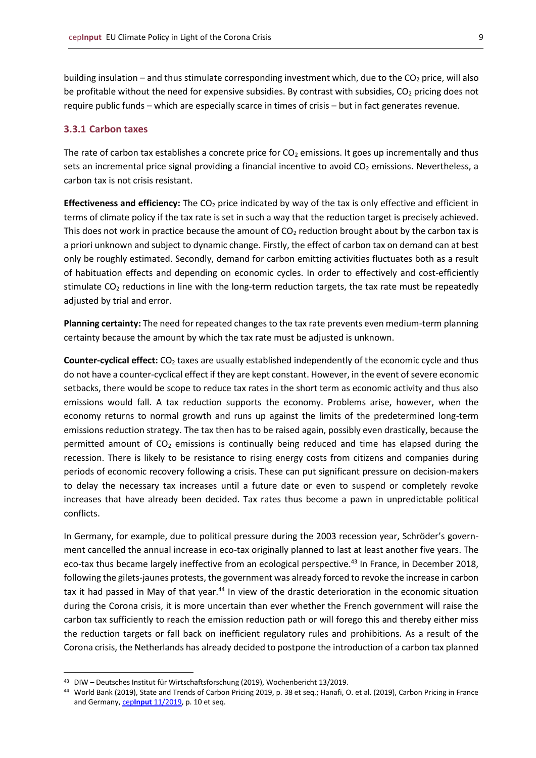building insulation – and thus stimulate corresponding investment which, due to the $CO_2$ price, will also be profitable without the need for expensive subsidies. By contrast with subsidies, $CO_2$ pricing does not require public funds – which are especially scarce in times of crisis – but in fact generates revenue.

### 3.3.1 Carbon taxes

The rate of carbon tax establishes a concrete price for $CO_2$ emissions. It goes up incrementally and thus sets an incremental price signal providing a financial incentive to avoid $CO_2$ emissions. Nevertheless, a carbon tax is not crisis resistant.

**Effectiveness and efficiency:** The $CO_2$ price indicated by way of the tax is only effective and efficient in terms of climate policy if the tax rate is set in such a way that the reduction target is precisely achieved. This does not work in practice because the amount of $CO_2$ reduction brought about by the carbon tax is a priori unknown and subject to dynamic change. Firstly, the effect of carbon tax on demand can at best only be roughly estimated. Secondly, demand for carbon emitting activities fluctuates both as a result of habituation effects and depending on economic cycles. In order to effectively and cost-efficiently stimulate $CO_2$ reductions in line with the long-term reduction targets, the tax rate must be repeatedly adjusted by trial and error.

**Planning certainty:** The need for repeated changes to the tax rate prevents even medium-term planning certainty because the amount by which the tax rate must be adjusted is unknown.

**Counter-cyclical effect:** $CO_2$ taxes are usually established independently of the economic cycle and thus do not have a counter-cyclical effect if they are kept constant. However, in the event of severe economic setbacks, there would be scope to reduce tax rates in the short term as economic activity and thus also emissions would fall. A tax reduction supports the economy. Problems arise, however, when the economy returns to normal growth and runs up against the limits of the predetermined long-term emissions reduction strategy. The tax then has to be raised again, possibly even drastically, because the permitted amount of $CO_2$ emissions is continually being reduced and time has elapsed during the recession. There is likely to be resistance to rising energy costs from citizens and companies during periods of economic recovery following a crisis. These can put significant pressure on decision-makers to delay the necessary tax increases until a future date or even to suspend or completely revoke increases that have already been decided. Tax rates thus become a pawn in unpredictable political conflicts.

In Germany, for example, due to political pressure during the 2003 recession year, Schröder's government cancelled the annual increase in eco-tax originally planned to last at least another five years. The eco-tax thus became largely ineffective from an ecological perspective.[43] In France, in December 2018, following the gilets-jaunes protests, the government was already forced to revoke the increase in carbon tax it had passed in May of that year.[44] In view of the drastic deterioration in the economic situation during the Corona crisis, it is more uncertain than ever whether the French government will raise the carbon tax sufficiently to reach the emission reduction path or will forego this and thereby either miss the reduction targets or fall back on inefficient regulatory rules and prohibitions. As a result of the Corona crisis, the Netherlands has already decided to postpone the introduction of a carbon tax planned

---

[43] DIW – Deutsches Institut für Wirtschaftsforschung (2019), Wochenbericht 13/2019.

[44] World Bank (2019), State and Trends of Carbon Pricing 2019, p. 38 et seq.; Hanafi, O. et al. (2019), Carbon Pricing in France and Germany, cep**Input** 11/2019, p. 10 et seq.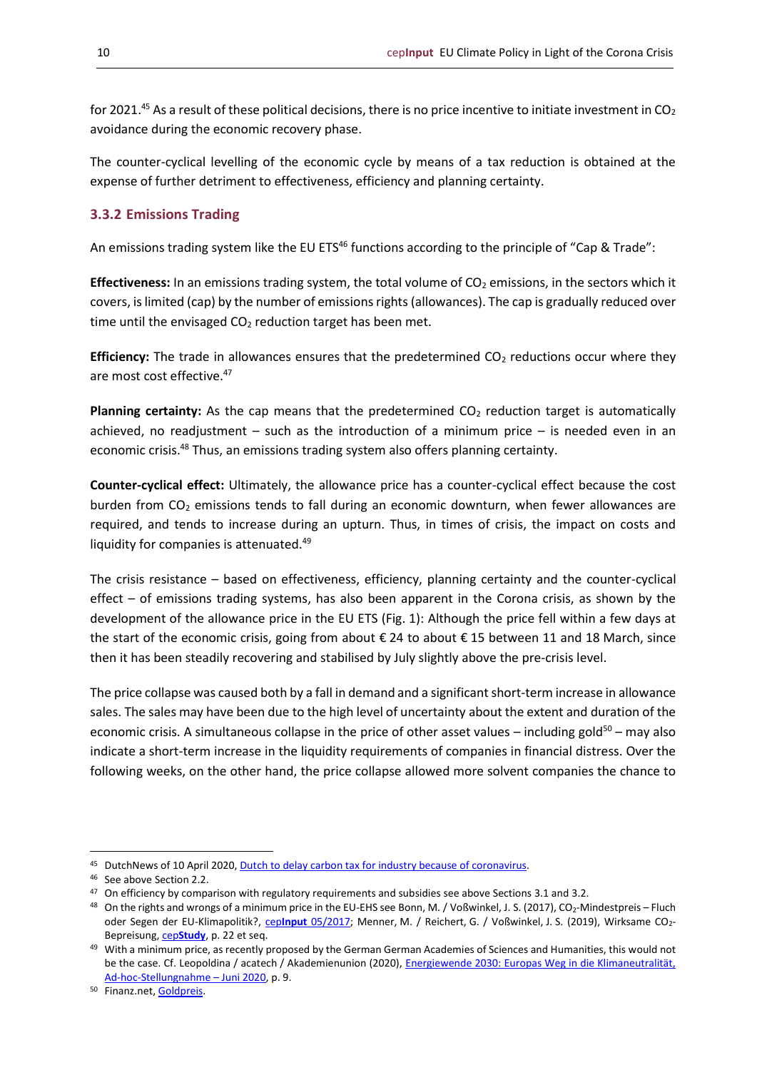for 2021.[45] As a result of these political decisions, there is no price incentive to initiate investment in $CO_2$ avoidance during the economic recovery phase.

The counter-cyclical levelling of the economic cycle by means of a tax reduction is obtained at the expense of further detriment to effectiveness, efficiency and planning certainty.

### 3.3.2 Emissions Trading

An emissions trading system like the EU ETS[46] functions according to the principle of "Cap & Trade":

**Effectiveness:** In an emissions trading system, the total volume of $CO_2$ emissions, in the sectors which it covers, is limited (cap) by the number of emissions rights (allowances). The cap is gradually reduced over time until the envisaged $CO_2$ reduction target has been met.

**Efficiency:** The trade in allowances ensures that the predetermined $CO_2$ reductions occur where they are most cost effective.[47]

**Planning certainty:** As the cap means that the predetermined $CO_2$ reduction target is automatically achieved, no readjustment – such as the introduction of a minimum price – is needed even in an economic crisis.[48] Thus, an emissions trading system also offers planning certainty.

**Counter-cyclical effect:** Ultimately, the allowance price has a counter-cyclical effect because the cost burden from $CO_2$ emissions tends to fall during an economic downturn, when fewer allowances are required, and tends to increase during an upturn. Thus, in times of crisis, the impact on costs and liquidity for companies is attenuated.[49]

The crisis resistance – based on effectiveness, efficiency, planning certainty and the counter-cyclical effect – of emissions trading systems, has also been apparent in the Corona crisis, as shown by the development of the allowance price in the EU ETS (Fig. 1): Although the price fell within a few days at the start of the economic crisis, going from about € 24 to about € 15 between 11 and 18 March, since then it has been steadily recovering and stabilised by July slightly above the pre-crisis level.

The price collapse was caused both by a fall in demand and a significant short-term increase in allowance sales. The sales may have been due to the high level of uncertainty about the extent and duration of the economic crisis. A simultaneous collapse in the price of other asset values – including gold[50] – may also indicate a short-term increase in the liquidity requirements of companies in financial distress. Over the following weeks, on the other hand, the price collapse allowed more solvent companies the chance to

---

[45] DutchNews of 10 April 2020, Dutch to delay carbon tax for industry because of coronavirus.

[46] See above Section 2.2.

[47] On efficiency by comparison with regulatory requirements and subsidies see above Sections 3.1 and 3.2.

[48] On the rights and wrongs of a minimum price in the EU-EHS see Bonn, M. / Voßwinkel, J. S. (2017), $CO_2$-Mindestpreis – Fluch oder Segen der EU-Klimapolitik?, cep**Input** 05/2017; Menner, M. / Reichert, G. / Voßwinkel, J. S. (2019), Wirksame $CO_2$-Bepreisung, cep**Study**, p. 22 et seq.

[49] With a minimum price, as recently proposed by the German German Academies of Sciences and Humanities, this would not be the case. Cf. Leopoldina / acatech / Akademienunion (2020), Energiewende 2030: Europas Weg in die Klimaneutralität, Ad-hoc-Stellungnahme – Juni 2020, p. 9.

[50] Finanz.net, Goldpreis.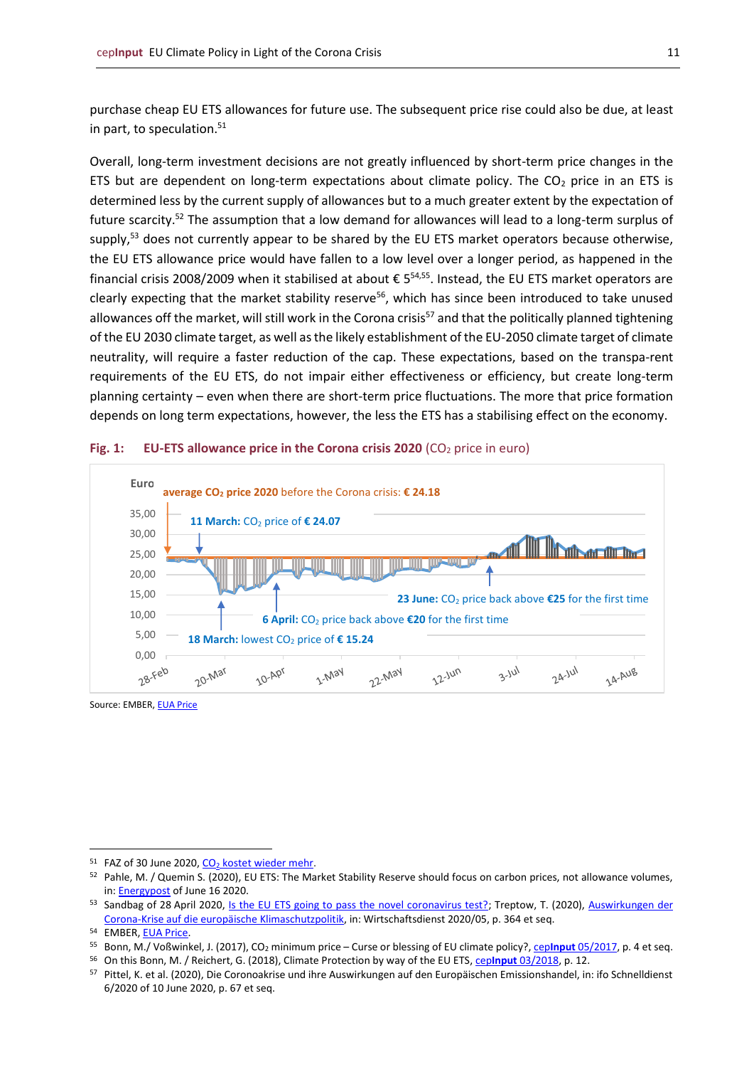purchase cheap EU ETS allowances for future use. The subsequent price rise could also be due, at least in part, to speculation.[51]

Overall, long-term investment decisions are not greatly influenced by short-term price changes in the ETS but are dependent on long-term expectations about climate policy. The $CO_2$ price in an ETS is determined less by the current supply of allowances but to a much greater extent by the expectation of future scarcity.[52] The assumption that a low demand for allowances will lead to a long-term surplus of supply,[53] does not currently appear to be shared by the EU ETS market operators because otherwise, the EU ETS allowance price would have fallen to a low level over a longer period, as happened in the financial crisis 2008/2009 when it stabilised at about € 5[54,55]. Instead, the EU ETS market operators are clearly expecting that the market stability reserve[56], which has since been introduced to take unused allowances off the market, will still work in the Corona crisis[57] and that the politically planned tightening of the EU 2030 climate target, as well as the likely establishment of the EU-2050 climate target of climate neutrality, will require a faster reduction of the cap. These expectations, based on the transpa-rent requirements of the EU ETS, do not impair either effectiveness or efficiency, but create long-term planning certainty – even when there are short-term price fluctuations. The more that price formation depends on long term expectations, however, the less the ETS has a stabilising effect on the economy.

**Fig. 1: EU-ETS allowance price in the Corona crisis 2020** ($CO_2$ price in euro)

Euro

**average $CO_2$ price 2020** before the Corona crisis: **€ 24.18**

**11 March:** $CO_2$ price of **€ 24.07**

**18 March:** lowest $CO_2$ price of **€ 15.24**

**6 April:** $CO_2$ price back above **€20** for the first time

**23 June:** $CO_2$ price back above **€25** for the first time

Source: EMBER, EUA Price

---

[51] FAZ of 30 June 2020, $CO_2$ kostet wieder mehr.

[52] Pahle, M. / Quemin S. (2020), EU ETS: The Market Stability Reserve should focus on carbon prices, not allowance volumes, in: Energypost of June 16 2020.

[53] Sandbag of 28 April 2020, Is the EU ETS going to pass the novel coronavirus test?; Treptow, T. (2020), Auswirkungen der Corona-Krise auf die europäische Klimaschutzpolitik, in: Wirtschaftsdienst 2020/05, p. 364 et seq.

[54] EMBER, EUA Price.

[55] Bonn, M./ Voßwinkel, J. (2017), $CO_2$ minimum price – Curse or blessing of EU climate policy?, **cepInput** 05/2017, p. 4 et seq.

[56] On this Bonn, M. / Reichert, G. (2018), Climate Protection by way of the EU ETS, **cepInput** 03/2018, p. 12.

[57] Pittel, K. et al. (2020), Die Coronoakrise und ihre Auswirkungen auf den Europäischen Emissionshandel, in: ifo Schnelldienst 6/2020 of 10 June 2020, p. 67 et seq.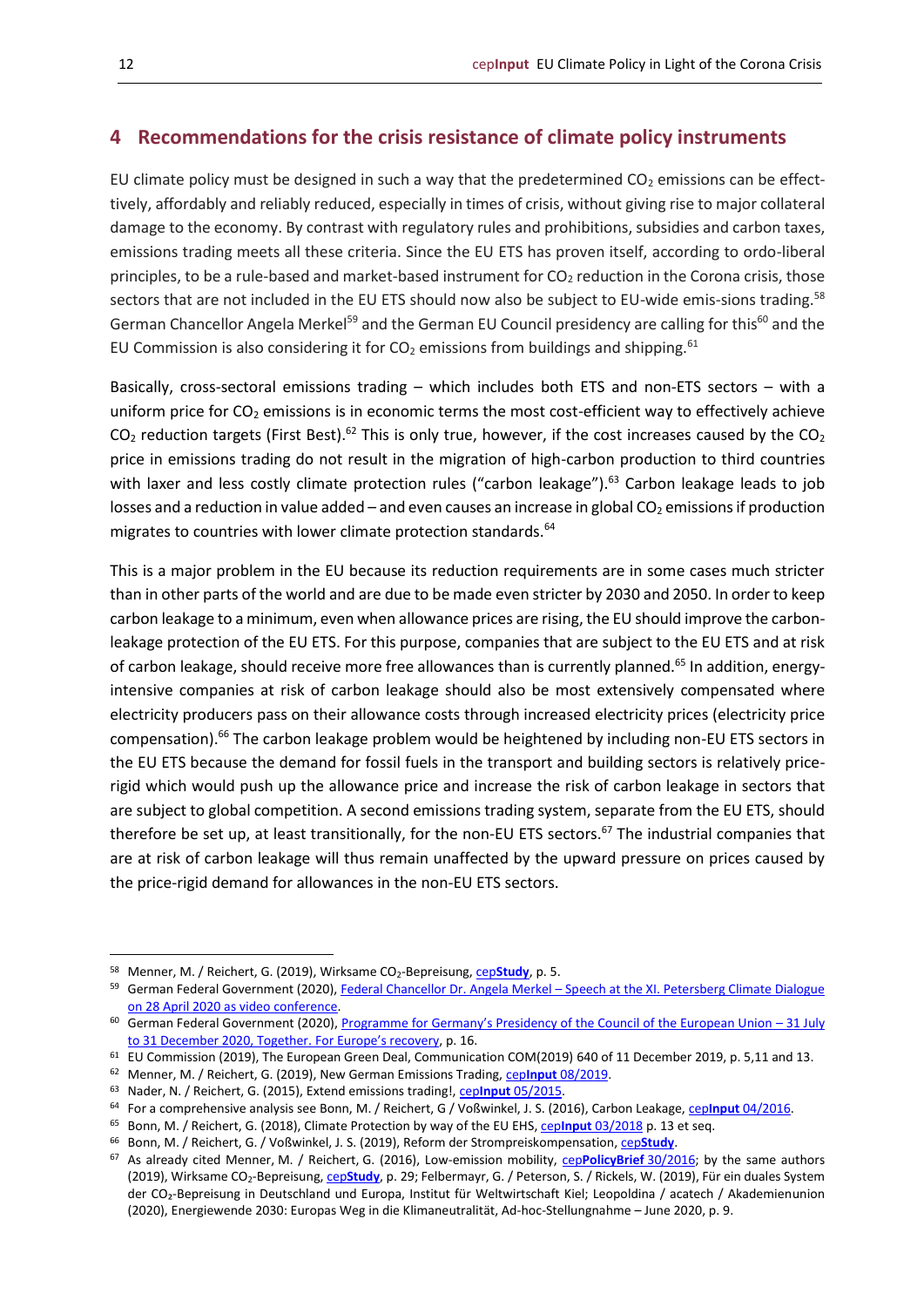## 4 Recommendations for the crisis resistance of climate policy instruments

EU climate policy must be designed in such a way that the predetermined $CO_2$ emissions can be effecttively, affordably and reliably reduced, especially in times of crisis, without giving rise to major collateral damage to the economy. By contrast with regulatory rules and prohibitions, subsidies and carbon taxes, emissions trading meets all these criteria. Since the EU ETS has proven itself, according to ordo-liberal principles, to be a rule-based and market-based instrument for $CO_2$ reduction in the Corona crisis, those sectors that are not included in the EU ETS should now also be subject to EU-wide emis-sions trading.[58] German Chancellor Angela Merkel[59] and the German EU Council presidency are calling for this[60] and the EU Commission is also considering it for $CO_2$ emissions from buildings and shipping.[61]

Basically, cross-sectoral emissions trading – which includes both ETS and non-ETS sectors – with a uniform price for $CO_2$ emissions is in economic terms the most cost-efficient way to effectively achieve $CO_2$ reduction targets (First Best).[62] This is only true, however, if the cost increases caused by the $CO_2$ price in emissions trading do not result in the migration of high-carbon production to third countries with laxer and less costly climate protection rules ("carbon leakage").[63] Carbon leakage leads to job losses and a reduction in value added – and even causes an increase in global $CO_2$ emissions if production migrates to countries with lower climate protection standards.[64]

This is a major problem in the EU because its reduction requirements are in some cases much stricter than in other parts of the world and are due to be made even stricter by 2030 and 2050. In order to keep carbon leakage to a minimum, even when allowance prices are rising, the EU should improve the carbon-leakage protection of the EU ETS. For this purpose, companies that are subject to the EU ETS and at risk of carbon leakage, should receive more free allowances than is currently planned.[65] In addition, energy-intensive companies at risk of carbon leakage should also be most extensively compensated where electricity producers pass on their allowance costs through increased electricity prices (electricity price compensation).[66] The carbon leakage problem would be heightened by including non-EU ETS sectors in the EU ETS because the demand for fossil fuels in the transport and building sectors is relatively price-rigid which would push up the allowance price and increase the risk of carbon leakage in sectors that are subject to global competition. A second emissions trading system, separate from the EU ETS, should therefore be set up, at least transitionally, for the non-EU ETS sectors.[67] The industrial companies that are at risk of carbon leakage will thus remain unaffected by the upward pressure on prices caused by the price-rigid demand for allowances in the non-EU ETS sectors.

---

[58] Menner, M. / Reichert, G. (2019), Wirksame $CO_2$-Bepreisung, cep**Study**, p. 5.

[59] German Federal Government (2020), Federal Chancellor Dr. Angela Merkel – Speech at the XI. Petersberg Climate Dialogue on 28 April 2020 as video conference.

[60] German Federal Government (2020), Programme for Germany's Presidency of the Council of the European Union – 31 July to 31 December 2020, Together. For Europe's recovery, p. 16.

[61] EU Commission (2019), The European Green Deal, Communication COM(2019) 640 of 11 December 2019, p. 5,11 and 13.

[62] Menner, M. / Reichert, G. (2019), New German Emissions Trading, cep**Input** 08/2019.

[63] Nader, N. / Reichert, G. (2015), Extend emissions trading!, cep**Input** 05/2015.

[64] For a comprehensive analysis see Bonn, M. / Reichert, G / Voßwinkel, J. S. (2016), Carbon Leakage, cep**Input** 04/2016.

[65] Bonn, M. / Reichert, G. (2018), Climate Protection by way of the EU EHS, cep**Input** 03/2018 p. 13 et seq.

[66] Bonn, M. / Reichert, G. / Voßwinkel, J. S. (2019), Reform der Strompreiskompensation, cep**Study**.

[67] As already cited Menner, M. / Reichert, G. (2016), Low-emission mobility, cep**PolicyBrief** 30/2016; by the same authors (2019), Wirksame $CO_2$-Bepreisung, cep**Study**, p. 29; Felbermayr, G. / Peterson, S. / Rickels, W. (2019), Für ein duales System der $CO_2$-Bepreisung in Deutschland und Europa, Institut für Weltwirtschaft Kiel; Leopoldina / acatech / Akademienunion (2020), Energiewende 2030: Europas Weg in die Klimaneutralität, Ad-hoc-Stellungnahme – June 2020, p. 9.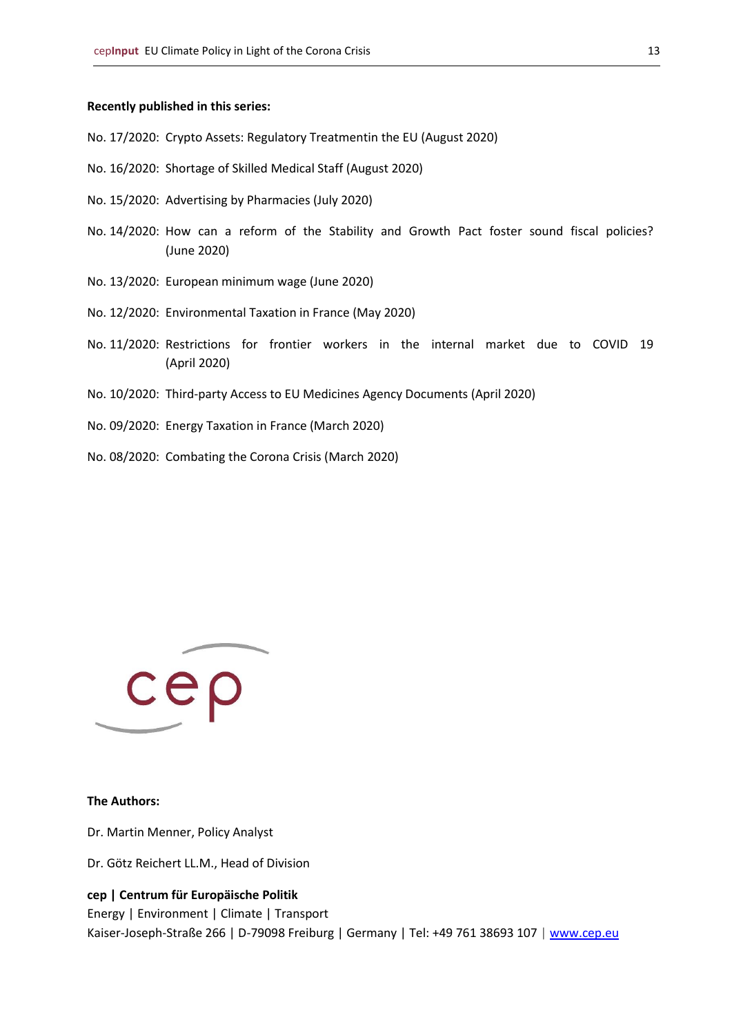**Recently published in this series:**

No. 17/2020: Crypto Assets: Regulatory Treatmentin the EU (August 2020)

No. 16/2020: Shortage of Skilled Medical Staff (August 2020)

No. 15/2020: Advertising by Pharmacies (July 2020)

No. 14/2020: How can a reform of the Stability and Growth Pact foster sound fiscal policies? (June 2020)

No. 13/2020: European minimum wage (June 2020)

No. 12/2020: Environmental Taxation in France (May 2020)

No. 11/2020: Restrictions for frontier workers in the internal market due to COVID 19 (April 2020)

No. 10/2020: Third-party Access to EU Medicines Agency Documents (April 2020)

No. 09/2020: Energy Taxation in France (March 2020)

No. 08/2020: Combating the Corona Crisis (March 2020)

cep

**The Authors:**

Dr. Martin Menner, Policy Analyst

Dr. Götz Reichert LL.M., Head of Division

**cep | Centrum für Europäische Politik**
Energy | Environment | Climate | Transport
Kaiser-Joseph-Straße 266 | D-79098 Freiburg | Germany | Tel: +49 761 38693 107 | www.cep.eu